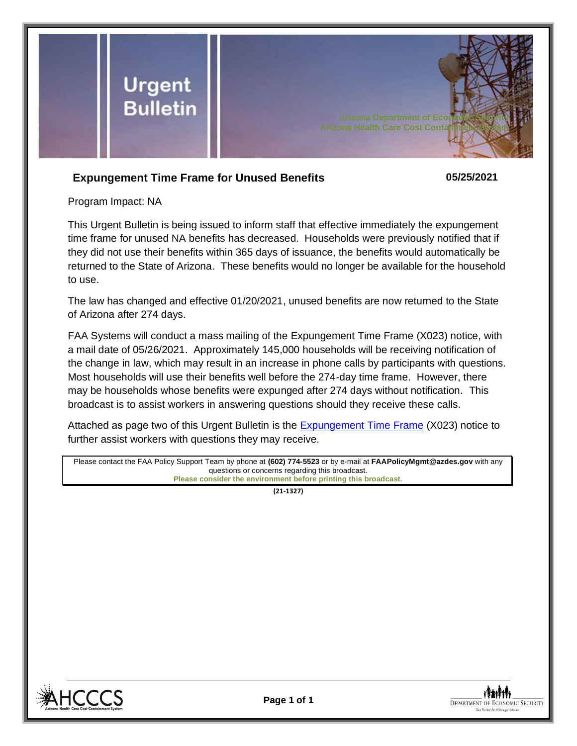# Urgent Bulletin

Arizona Department of Economic Security
Arizona Health Care Cost Containment System

## Expungement Time Frame for Unused Benefits

**05/25/2021**

Program Impact: NA

This Urgent Bulletin is being issued to inform staff that effective immediately the expungement time frame for unused NA benefits has decreased. Households were previously notified that if they did not use their benefits within 365 days of issuance, the benefits would automatically be returned to the State of Arizona. These benefits would no longer be available for the household to use.

The law has changed and effective 01/20/2021, unused benefits are now returned to the State of Arizona after 274 days.

FAA Systems will conduct a mass mailing of the Expungement Time Frame (X023) notice, with a mail date of 05/26/2021. Approximately 145,000 households will be receiving notification of the change in law, which may result in an increase in phone calls by participants with questions. Most households will use their benefits well before the 274-day time frame. However, there may be households whose benefits were expunged after 274 days without notification. This broadcast is to assist workers in answering questions should they receive these calls.

Attached as page two of this Urgent Bulletin is the [Expungement Time Frame] (X023) notice to further assist workers with questions they may receive.

Please contact the FAA Policy Support Team by phone at **(602) 774-5523** or by e-mail at **FAAPolicyMgmt@azdes.gov** with any questions or concerns regarding this broadcast.
**Please consider the environment before printing this broadcast.**

**(21-1327)**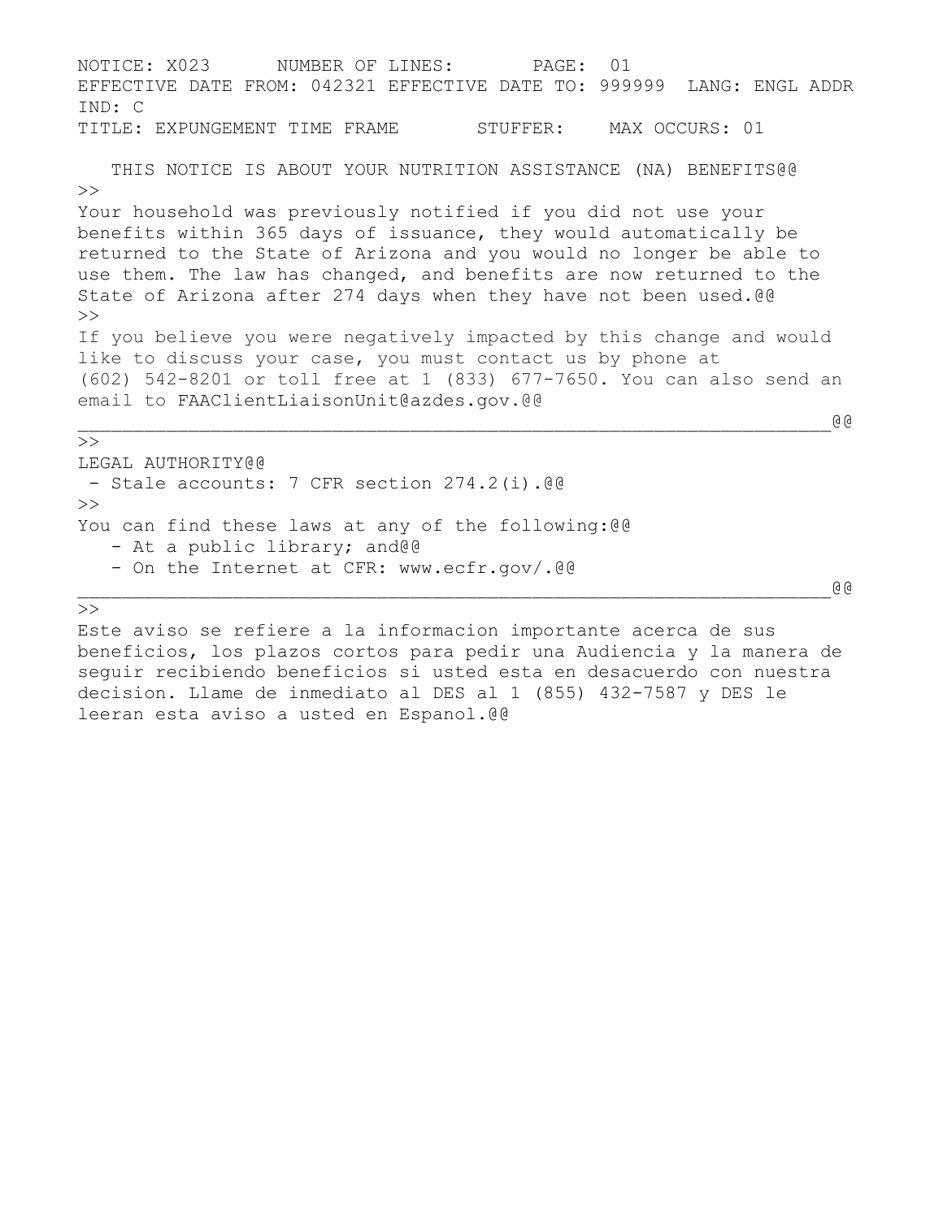NOTICE: X023 NUMBER OF LINES: PAGE: 01
EFFECTIVE DATE FROM: 042321 EFFECTIVE DATE TO: 999999 LANG: ENGL ADDR IND: C
TITLE: EXPUNGEMENT TIME FRAME STUFFER: MAX OCCURS: 01

THIS NOTICE IS ABOUT YOUR NUTRITION ASSISTANCE (NA) BENEFITS@@

>>

Your household was previously notified if you did not use your benefits within 365 days of issuance, they would automatically be returned to the State of Arizona and you would no longer be able to use them. The law has changed, and benefits are now returned to the State of Arizona after 274 days when they have not been used.@@

>>

If you believe you were negatively impacted by this change and would like to discuss your case, you must contact us by phone at (602) 542-8201 or toll free at 1 (833) 677-7650. You can also send an email to FAAClientLiaisonUnit@azdes.gov.@@

______________________________________________________________________@@

>>

LEGAL AUTHORITY@@

- Stale accounts: 7 CFR section 274.2(i).@@

>>

You can find these laws at any of the following:@@

- At a public library; and@@
- On the Internet at CFR: www.ecfr.gov/.@@

______________________________________________________________________@@

>>

Este aviso se refiere a la informacion importante acerca de sus beneficios, los plazos cortos para pedir una Audiencia y la manera de seguir recibiendo beneficios si usted esta en desacuerdo con nuestra decision. Llame de inmediato al DES al 1 (855) 432-7587 y DES le leeran esta aviso a usted en Espanol.@@